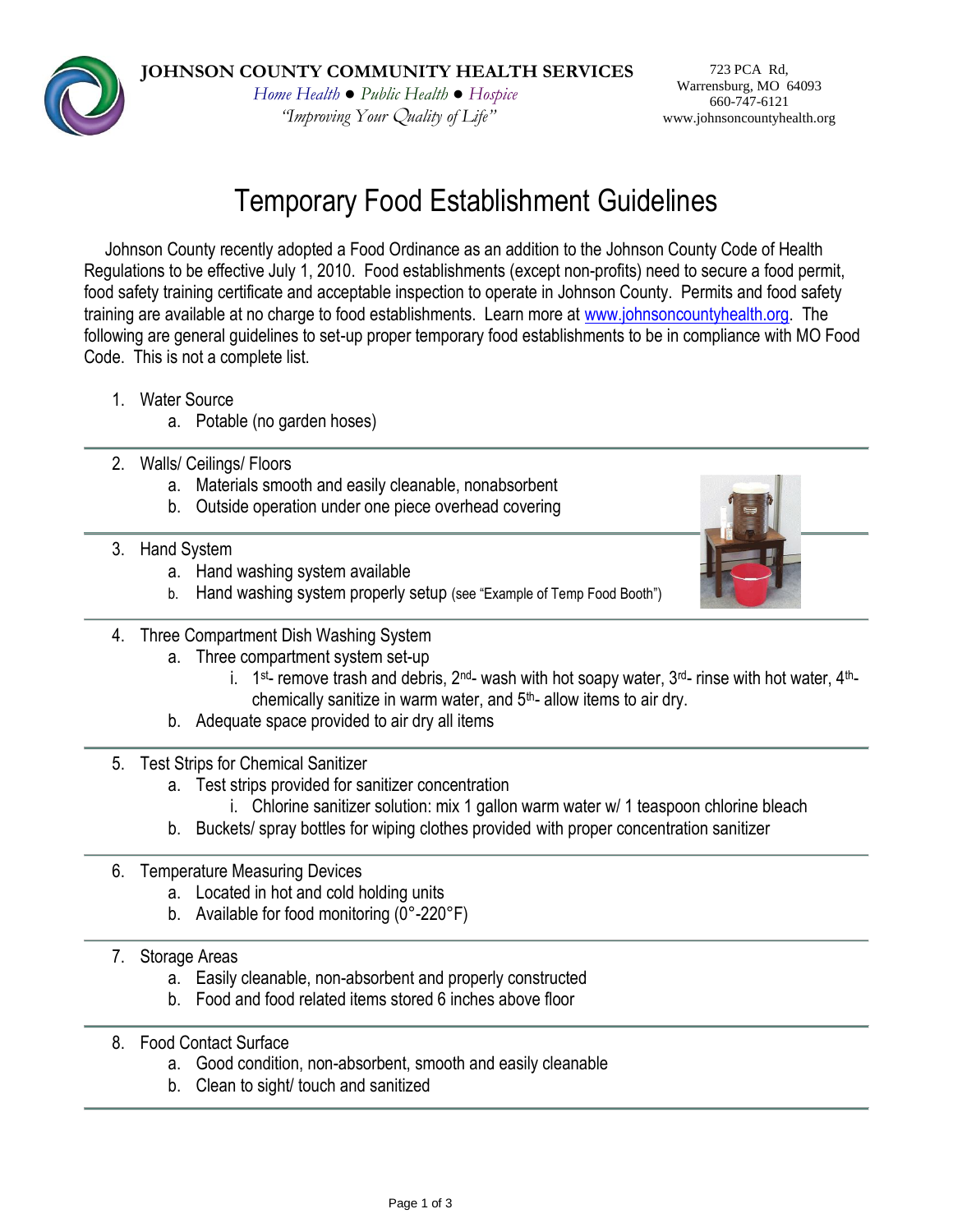**JOHNSON COUNTY COMMUNITY HEALTH SERVICES**

*Home Health ● Public Health ● Hospice*

*"Improving Your Quality of Life"*

723 PCA Rd,
Warrensburg, MO 64093
660-747-6121
www.johnsoncountyhealth.org

# Temporary Food Establishment Guidelines

Johnson County recently adopted a Food Ordinance as an addition to the Johnson County Code of Health Regulations to be effective July 1, 2010. Food establishments (except non-profits) need to secure a food permit, food safety training certificate and acceptable inspection to operate in Johnson County. Permits and food safety training are available at no charge to food establishments. Learn more at www.johnsoncountyhealth.org. The following are general guidelines to set-up proper temporary food establishments to be in compliance with MO Food Code. This is not a complete list.

1. Water Source
   a. Potable (no garden hoses)

2. Walls/ Ceilings/ Floors
   a. Materials smooth and easily cleanable, nonabsorbent
   b. Outside operation under one piece overhead covering

3. Hand System
   a. Hand washing system available
   b. Hand washing system properly setup (see "Example of Temp Food Booth")

4. Three Compartment Dish Washing System
   a. Three compartment system set-up
      i. 1st- remove trash and debris, 2nd- wash with hot soapy water, 3rd- rinse with hot water, 4th- chemically sanitize in warm water, and 5th- allow items to air dry.
   b. Adequate space provided to air dry all items

5. Test Strips for Chemical Sanitizer
   a. Test strips provided for sanitizer concentration
      i. Chlorine sanitizer solution: mix 1 gallon warm water w/ 1 teaspoon chlorine bleach
   b. Buckets/ spray bottles for wiping clothes provided with proper concentration sanitizer

6. Temperature Measuring Devices
   a. Located in hot and cold holding units
   b. Available for food monitoring (0°-220°F)

7. Storage Areas
   a. Easily cleanable, non-absorbent and properly constructed
   b. Food and food related items stored 6 inches above floor

8. Food Contact Surface
   a. Good condition, non-absorbent, smooth and easily cleanable
   b. Clean to sight/ touch and sanitized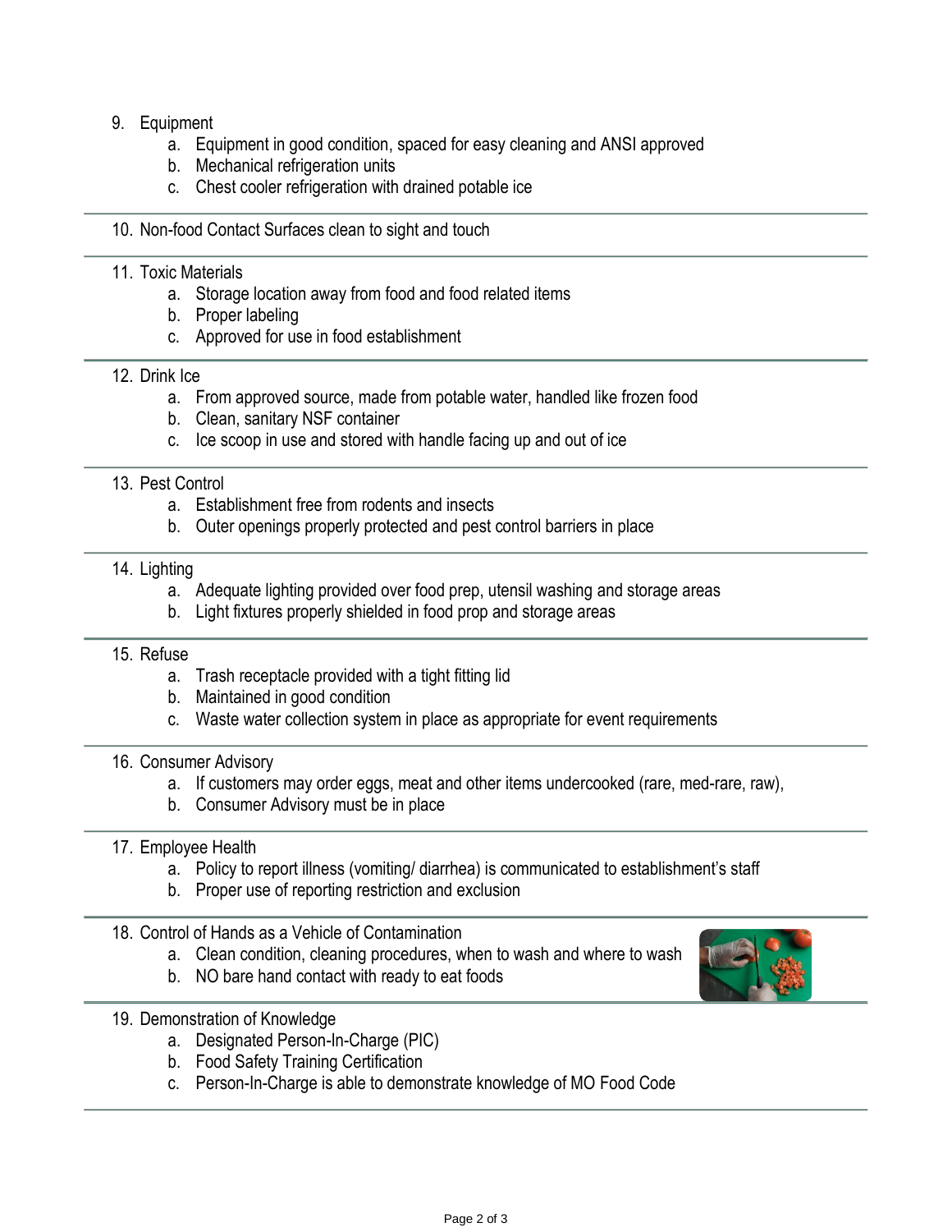9. Equipment
    a. Equipment in good condition, spaced for easy cleaning and ANSI approved
    b. Mechanical refrigeration units
    c. Chest cooler refrigeration with drained potable ice

10. Non-food Contact Surfaces clean to sight and touch

11. Toxic Materials
    a. Storage location away from food and food related items
    b. Proper labeling
    c. Approved for use in food establishment

12. Drink Ice
    a. From approved source, made from potable water, handled like frozen food
    b. Clean, sanitary NSF container
    c. Ice scoop in use and stored with handle facing up and out of ice

13. Pest Control
    a. Establishment free from rodents and insects
    b. Outer openings properly protected and pest control barriers in place

14. Lighting
    a. Adequate lighting provided over food prep, utensil washing and storage areas
    b. Light fixtures properly shielded in food prop and storage areas

15. Refuse
    a. Trash receptacle provided with a tight fitting lid
    b. Maintained in good condition
    c. Waste water collection system in place as appropriate for event requirements

16. Consumer Advisory
    a. If customers may order eggs, meat and other items undercooked (rare, med-rare, raw),
    b. Consumer Advisory must be in place

17. Employee Health
    a. Policy to report illness (vomiting/ diarrhea) is communicated to establishment's staff
    b. Proper use of reporting restriction and exclusion

18. Control of Hands as a Vehicle of Contamination
    a. Clean condition, cleaning procedures, when to wash and where to wash
    b. NO bare hand contact with ready to eat foods

19. Demonstration of Knowledge
    a. Designated Person-In-Charge (PIC)
    b. Food Safety Training Certification
    c. Person-In-Charge is able to demonstrate knowledge of MO Food Code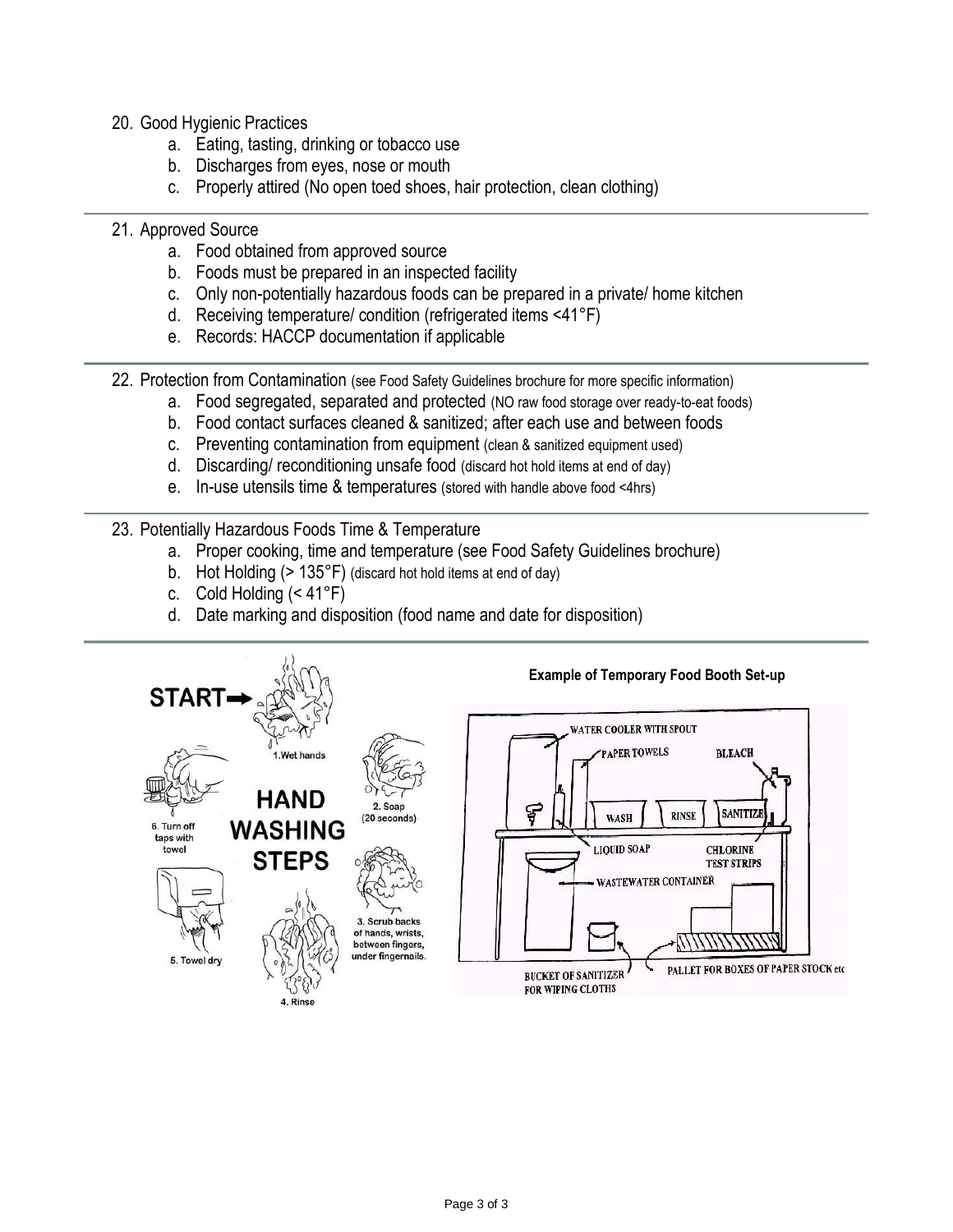20. Good Hygienic Practices
    a. Eating, tasting, drinking or tobacco use
    b. Discharges from eyes, nose or mouth
    c. Properly attired (No open toed shoes, hair protection, clean clothing)

21. Approved Source
    a. Food obtained from approved source
    b. Foods must be prepared in an inspected facility
    c. Only non-potentially hazardous foods can be prepared in a private/ home kitchen
    d. Receiving temperature/ condition (refrigerated items <41°F)
    e. Records: HACCP documentation if applicable

22. Protection from Contamination (see Food Safety Guidelines brochure for more specific information)
    a. Food segregated, separated and protected (NO raw food storage over ready-to-eat foods)
    b. Food contact surfaces cleaned & sanitized; after each use and between foods
    c. Preventing contamination from equipment (clean & sanitized equipment used)
    d. Discarding/ reconditioning unsafe food (discard hot hold items at end of day)
    e. In-use utensils time & temperatures (stored with handle above food <4hrs)

23. Potentially Hazardous Foods Time & Temperature
    a. Proper cooking, time and temperature (see Food Safety Guidelines brochure)
    b. Hot Holding (> 135°F) (discard hot hold items at end of day)
    c. Cold Holding (< 41°F)
    d. Date marking and disposition (food name and date for disposition)

START→

HAND WASHING STEPS

1. Wet hands

2. Soap (20 seconds)

3. Scrub backs of hands, wrists, between fingers, under fingernails.

4. Rinse

5. Towel dry

6. Turn off taps with towel

**Example of Temporary Food Booth Set-up**

WATER COOLER WITH SPOUT

PAPER TOWELS

BLEACH

WASH

RINSE

SANITIZE

LIQUID SOAP

CHLORINE TEST STRIPS

WASTEWATER CONTAINER

BUCKET OF SANITIZER FOR WIPING CLOTHS

PALLET FOR BOXES OF PAPER STOCK etc